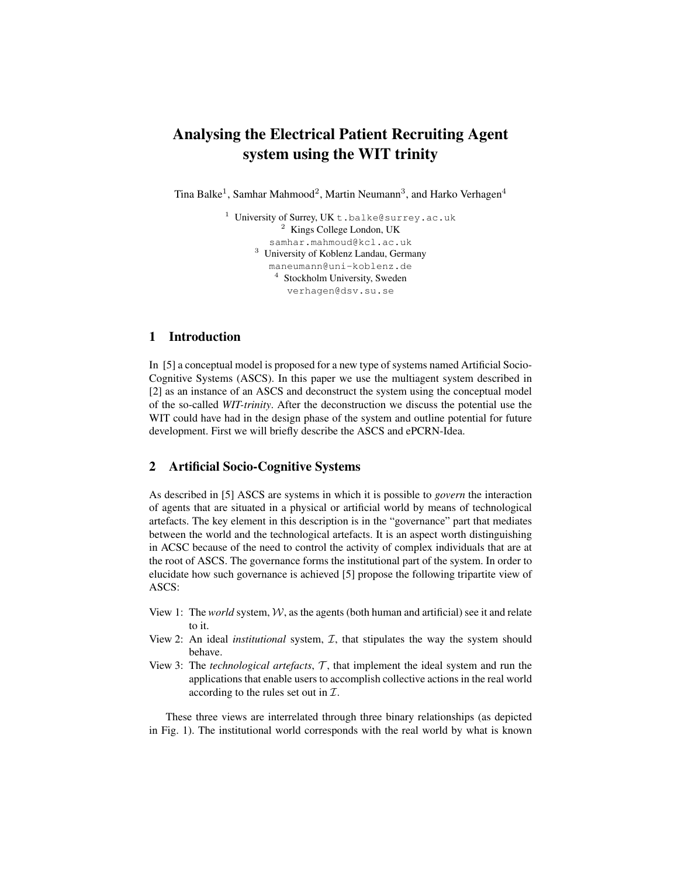# Analysing the Electrical Patient Recruiting Agent system using the WIT trinity

Tina Balke[1], Samhar Mahmood[2], Martin Neumann[3], and Harko Verhagen[4]

[1] University of Surrey, UK t.balke@surrey.ac.uk
[2] Kings College London, UK
samhar.mahmoud@kcl.ac.uk
[3] University of Koblenz Landau, Germany
maneumann@uni-koblenz.de
[4] Stockholm University, Sweden
verhagen@dsv.su.se

## 1 Introduction

In [5] a conceptual model is proposed for a new type of systems named Artificial Socio-Cognitive Systems (ASCS). In this paper we use the multiagent system described in [2] as an instance of an ASCS and deconstruct the system using the conceptual model of the so-called *WIT-trinity*. After the deconstruction we discuss the potential use the WIT could have had in the design phase of the system and outline potential for future development. First we will briefly describe the ASCS and ePCRN-Idea.

## 2 Artificial Socio-Cognitive Systems

As described in [5] ASCS are systems in which it is possible to *govern* the interaction of agents that are situated in a physical or artificial world by means of technological artefacts. The key element in this description is in the "governance" part that mediates between the world and the technological artefacts. It is an aspect worth distinguishing in ACSC because of the need to control the activity of complex individuals that are at the root of ASCS. The governance forms the institutional part of the system. In order to elucidate how such governance is achieved [5] propose the following tripartite view of ASCS:

- View 1: The *world* system, $\mathcal{W}$, as the agents (both human and artificial) see it and relate to it.
- View 2: An ideal *institutional* system, $\mathcal{I}$, that stipulates the way the system should behave.
- View 3: The *technological artefacts*, $\mathcal{T}$, that implement the ideal system and run the applications that enable users to accomplish collective actions in the real world according to the rules set out in $\mathcal{I}$.

These three views are interrelated through three binary relationships (as depicted in Fig. 1). The institutional world corresponds with the real world by what is known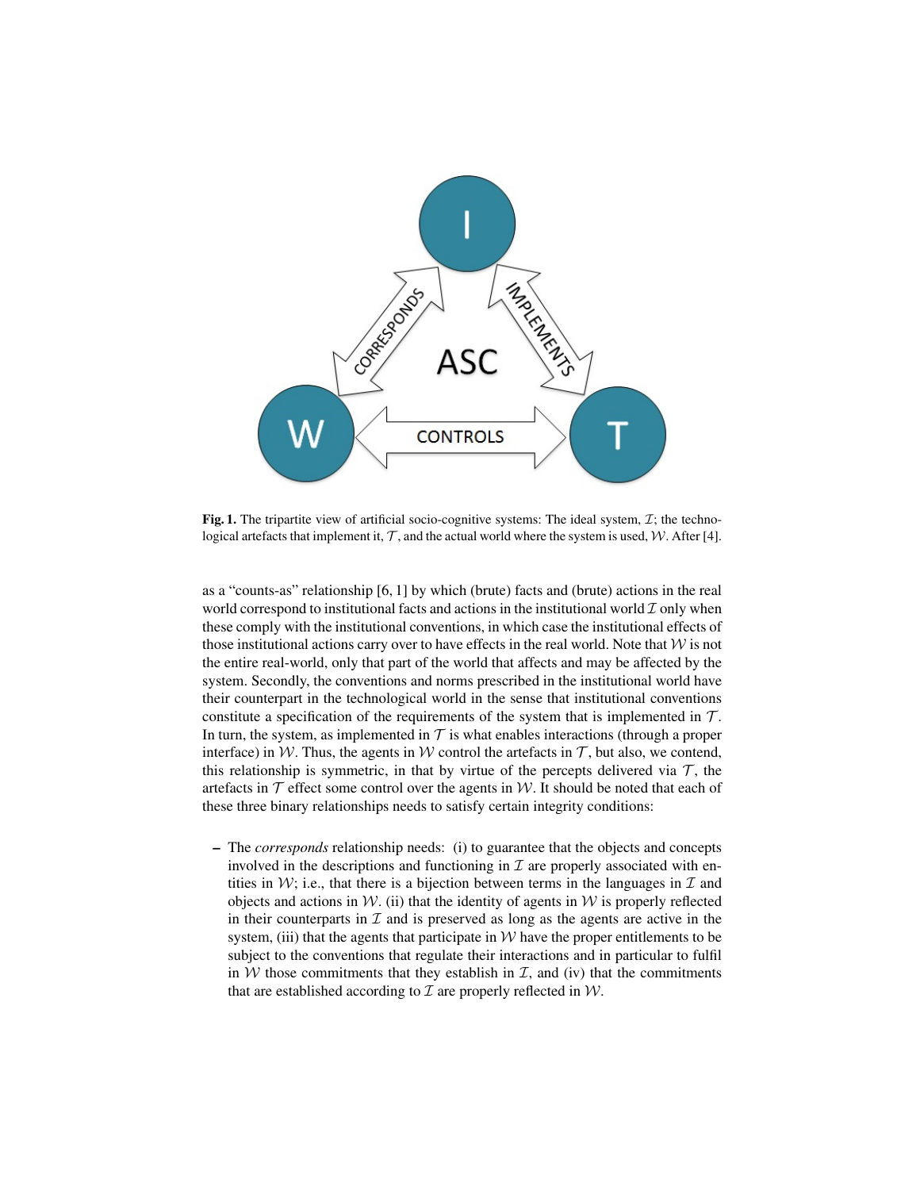**Fig. 1.** The tripartite view of artificial socio-cognitive systems: The ideal system, $\mathcal{I}$; the technological artefacts that implement it, $\mathcal{T}$, and the actual world where the system is used, $\mathcal{W}$. After [4].

as a "counts-as" relationship [6, 1] by which (brute) facts and (brute) actions in the real world correspond to institutional facts and actions in the institutional world $\mathcal{I}$ only when these comply with the institutional conventions, in which case the institutional effects of those institutional actions carry over to have effects in the real world. Note that $\mathcal{W}$ is not the entire real-world, only that part of the world that affects and may be affected by the system. Secondly, the conventions and norms prescribed in the institutional world have their counterpart in the technological world in the sense that institutional conventions constitute a specification of the requirements of the system that is implemented in $\mathcal{T}$. In turn, the system, as implemented in $\mathcal{T}$ is what enables interactions (through a proper interface) in $\mathcal{W}$. Thus, the agents in $\mathcal{W}$ control the artefacts in $\mathcal{T}$, but also, we contend, this relationship is symmetric, in that by virtue of the percepts delivered via $\mathcal{T}$, the artefacts in $\mathcal{T}$ effect some control over the agents in $\mathcal{W}$. It should be noted that each of these three binary relationships needs to satisfy certain integrity conditions:

- The *corresponds* relationship needs: (i) to guarantee that the objects and concepts involved in the descriptions and functioning in $\mathcal{I}$ are properly associated with entities in $\mathcal{W}$; i.e., that there is a bijection between terms in the languages in $\mathcal{I}$ and objects and actions in $\mathcal{W}$. (ii) that the identity of agents in $\mathcal{W}$ is properly reflected in their counterparts in $\mathcal{I}$ and is preserved as long as the agents are active in the system, (iii) that the agents that participate in $\mathcal{W}$ have the proper entitlements to be subject to the conventions that regulate their interactions and in particular to fulfil in $\mathcal{W}$ those commitments that they establish in $\mathcal{I}$, and (iv) that the commitments that are established according to $\mathcal{I}$ are properly reflected in $\mathcal{W}$.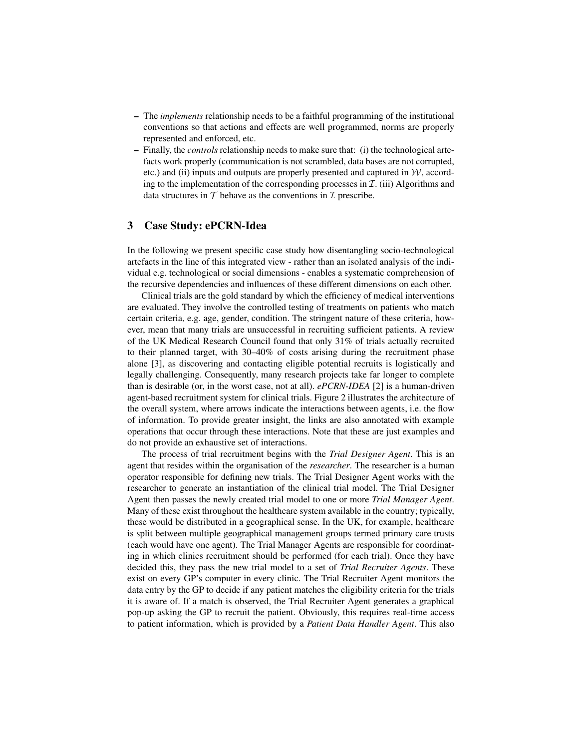- The *implements* relationship needs to be a faithful programming of the institutional conventions so that actions and effects are well programmed, norms are properly represented and enforced, etc.
- Finally, the *controls* relationship needs to make sure that: (i) the technological artefacts work properly (communication is not scrambled, data bases are not corrupted, etc.) and (ii) inputs and outputs are properly presented and captured in $\mathcal{W}$, according to the implementation of the corresponding processes in $\mathcal{I}$. (iii) Algorithms and data structures in $\mathcal{T}$ behave as the conventions in $\mathcal{I}$ prescribe.

## 3 Case Study: ePCRN-Idea

In the following we present specific case study how disentangling socio-technological artefacts in the line of this integrated view - rather than an isolated analysis of the individual e.g. technological or social dimensions - enables a systematic comprehension of the recursive dependencies and influences of these different dimensions on each other.

Clinical trials are the gold standard by which the efficiency of medical interventions are evaluated. They involve the controlled testing of treatments on patients who match certain criteria, e.g. age, gender, condition. The stringent nature of these criteria, however, mean that many trials are unsuccessful in recruiting sufficient patients. A review of the UK Medical Research Council found that only 31% of trials actually recruited to their planned target, with 30–40% of costs arising during the recruitment phase alone [3], as discovering and contacting eligible potential recruits is logistically and legally challenging. Consequently, many research projects take far longer to complete than is desirable (or, in the worst case, not at all). *ePCRN-IDEA* [2] is a human-driven agent-based recruitment system for clinical trials. Figure 2 illustrates the architecture of the overall system, where arrows indicate the interactions between agents, i.e. the flow of information. To provide greater insight, the links are also annotated with example operations that occur through these interactions. Note that these are just examples and do not provide an exhaustive set of interactions.

The process of trial recruitment begins with the *Trial Designer Agent*. This is an agent that resides within the organisation of the *researcher*. The researcher is a human operator responsible for defining new trials. The Trial Designer Agent works with the researcher to generate an instantiation of the clinical trial model. The Trial Designer Agent then passes the newly created trial model to one or more *Trial Manager Agent*. Many of these exist throughout the healthcare system available in the country; typically, these would be distributed in a geographical sense. In the UK, for example, healthcare is split between multiple geographical management groups termed primary care trusts (each would have one agent). The Trial Manager Agents are responsible for coordinating in which clinics recruitment should be performed (for each trial). Once they have decided this, they pass the new trial model to a set of *Trial Recruiter Agents*. These exist on every GP's computer in every clinic. The Trial Recruiter Agent monitors the data entry by the GP to decide if any patient matches the eligibility criteria for the trials it is aware of. If a match is observed, the Trial Recruiter Agent generates a graphical pop-up asking the GP to recruit the patient. Obviously, this requires real-time access to patient information, which is provided by a *Patient Data Handler Agent*. This also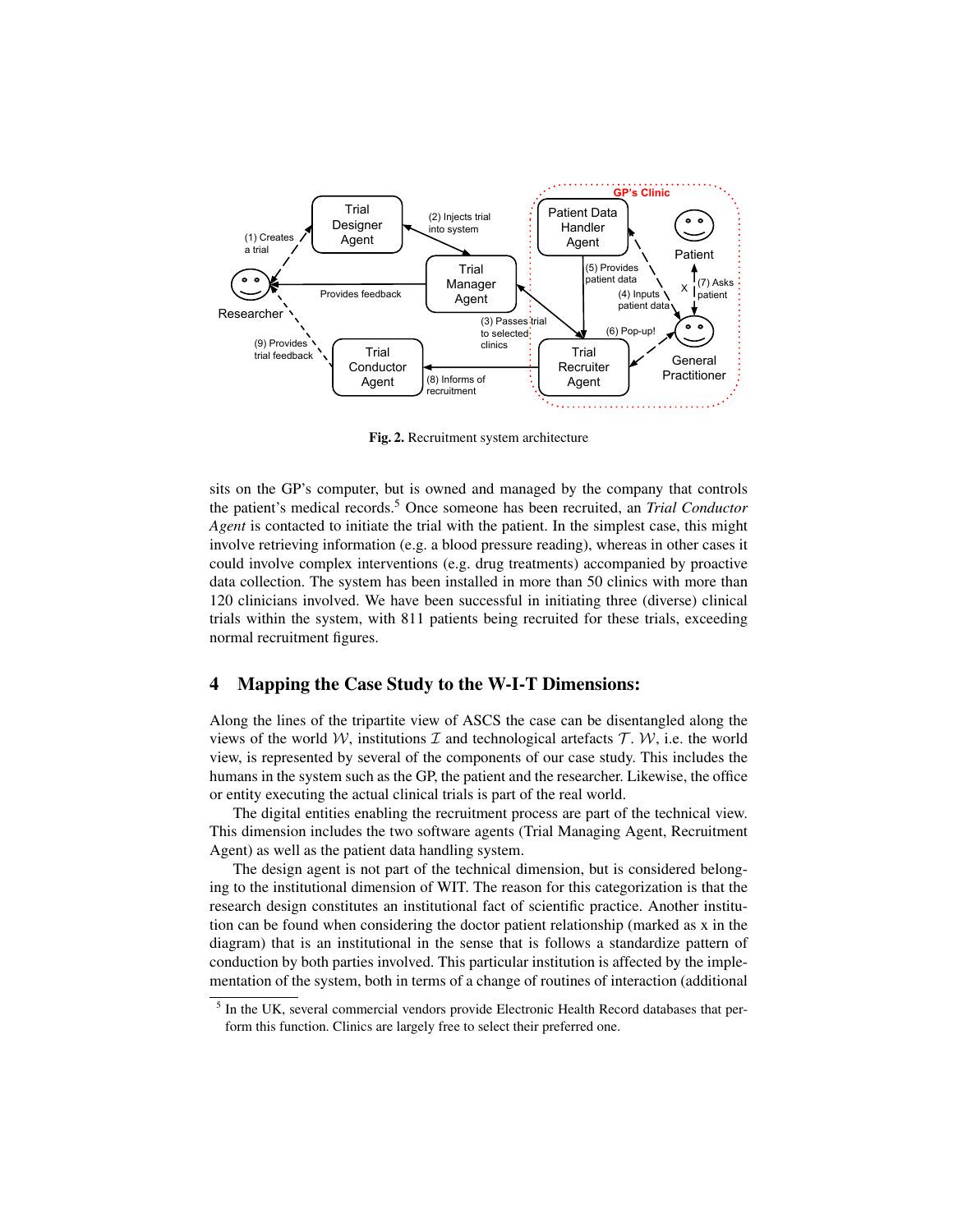**Fig. 2.** Recruitment system architecture

sits on the GP's computer, but is owned and managed by the company that controls the patient's medical records.[5] Once someone has been recruited, an *Trial Conductor Agent* is contacted to initiate the trial with the patient. In the simplest case, this might involve retrieving information (e.g. a blood pressure reading), whereas in other cases it could involve complex interventions (e.g. drug treatments) accompanied by proactive data collection. The system has been installed in more than 50 clinics with more than 120 clinicians involved. We have been successful in initiating three (diverse) clinical trials within the system, with 811 patients being recruited for these trials, exceeding normal recruitment figures.

## 4 Mapping the Case Study to the W-I-T Dimensions:

Along the lines of the tripartite view of ASCS the case can be disentangled along the views of the world $\mathcal{W}$, institutions $\mathcal{I}$ and technological artefacts $\mathcal{T}$. $\mathcal{W}$, i.e. the world view, is represented by several of the components of our case study. This includes the humans in the system such as the GP, the patient and the researcher. Likewise, the office or entity executing the actual clinical trials is part of the real world.

The digital entities enabling the recruitment process are part of the technical view. This dimension includes the two software agents (Trial Managing Agent, Recruitment Agent) as well as the patient data handling system.

The design agent is not part of the technical dimension, but is considered belonging to the institutional dimension of WIT. The reason for this categorization is that the research design constitutes an institutional fact of scientific practice. Another institution can be found when considering the doctor patient relationship (marked as x in the diagram) that is an institutional in the sense that is follows a standardize pattern of conduction by both parties involved. This particular institution is affected by the implementation of the system, both in terms of a change of routines of interaction (additional

[5] In the UK, several commercial vendors provide Electronic Health Record databases that perform this function. Clinics are largely free to select their preferred one.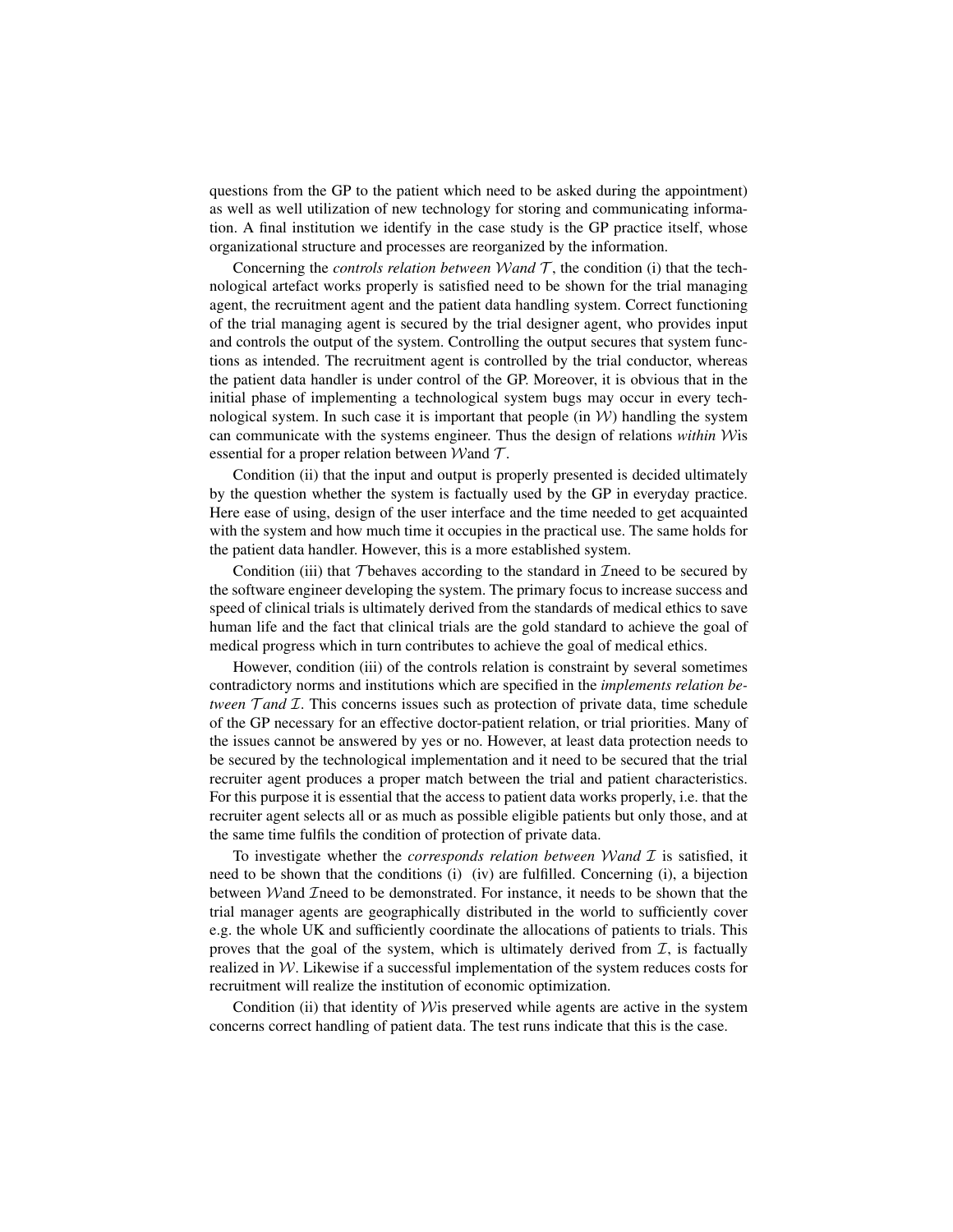questions from the GP to the patient which need to be asked during the appointment) as well as well utilization of new technology for storing and communicating information. A final institution we identify in the case study is the GP practice itself, whose organizational structure and processes are reorganized by the information.

Concerning the *controls relation between* $\mathcal{W}$ *and* $\mathcal{T}$, the condition (i) that the technological artefact works properly is satisfied need to be shown for the trial managing agent, the recruitment agent and the patient data handling system. Correct functioning of the trial managing agent is secured by the trial designer agent, who provides input and controls the output of the system. Controlling the output secures that system functions as intended. The recruitment agent is controlled by the trial conductor, whereas the patient data handler is under control of the GP. Moreover, it is obvious that in the initial phase of implementing a technological system bugs may occur in every technological system. In such case it is important that people (in $\mathcal{W}$) handling the system can communicate with the systems engineer. Thus the design of relations *within* $\mathcal{W}$ is essential for a proper relation between $\mathcal{W}$ and $\mathcal{T}$.

Condition (ii) that the input and output is properly presented is decided ultimately by the question whether the system is factually used by the GP in everyday practice. Here ease of using, design of the user interface and the time needed to get acquainted with the system and how much time it occupies in the practical use. The same holds for the patient data handler. However, this is a more established system.

Condition (iii) that $\mathcal{T}$ behaves according to the standard in $\mathcal{I}$ need to be secured by the software engineer developing the system. The primary focus to increase success and speed of clinical trials is ultimately derived from the standards of medical ethics to save human life and the fact that clinical trials are the gold standard to achieve the goal of medical progress which in turn contributes to achieve the goal of medical ethics.

However, condition (iii) of the controls relation is constraint by several sometimes contradictory norms and institutions which are specified in the *implements relation between* $\mathcal{T}$ *and* $\mathcal{I}$. This concerns issues such as protection of private data, time schedule of the GP necessary for an effective doctor-patient relation, or trial priorities. Many of the issues cannot be answered by yes or no. However, at least data protection needs to be secured by the technological implementation and it need to be secured that the trial recruiter agent produces a proper match between the trial and patient characteristics. For this purpose it is essential that the access to patient data works properly, i.e. that the recruiter agent selects all or as much as possible eligible patients but only those, and at the same time fulfils the condition of protection of private data.

To investigate whether the *corresponds relation between* $\mathcal{W}$ *and* $\mathcal{I}$ is satisfied, it need to be shown that the conditions (i) (iv) are fulfilled. Concerning (i), a bijection between $\mathcal{W}$ and $\mathcal{I}$ need to be demonstrated. For instance, it needs to be shown that the trial manager agents are geographically distributed in the world to sufficiently cover e.g. the whole UK and sufficiently coordinate the allocations of patients to trials. This proves that the goal of the system, which is ultimately derived from $\mathcal{I}$, is factually realized in $\mathcal{W}$. Likewise if a successful implementation of the system reduces costs for recruitment will realize the institution of economic optimization.

Condition (ii) that identity of $\mathcal{W}$ is preserved while agents are active in the system concerns correct handling of patient data. The test runs indicate that this is the case.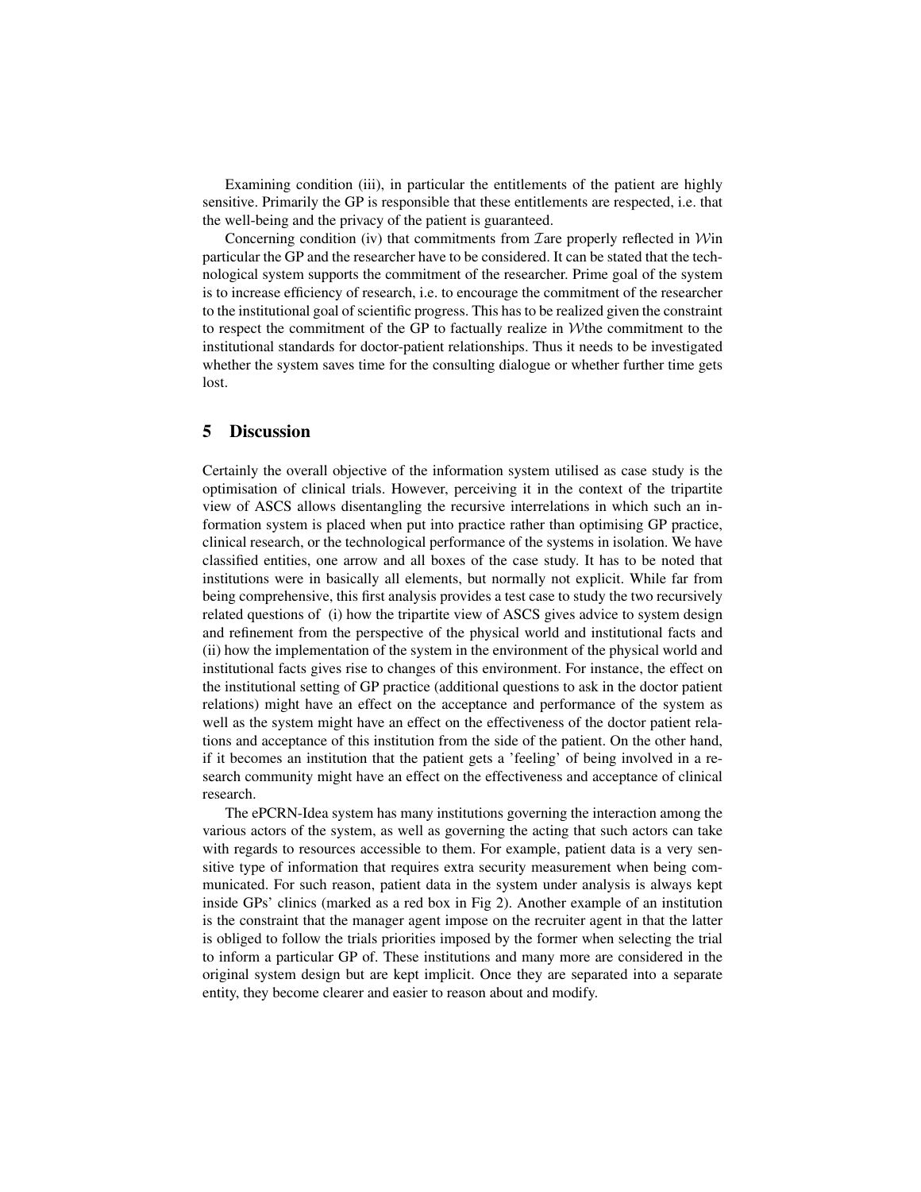Examining condition (iii), in particular the entitlements of the patient are highly sensitive. Primarily the GP is responsible that these entitlements are respected, i.e. that the well-being and the privacy of the patient is guaranteed.

Concerning condition (iv) that commitments from $\mathcal{I}$are properly reflected in $\mathcal{W}$in particular the GP and the researcher have to be considered. It can be stated that the technological system supports the commitment of the researcher. Prime goal of the system is to increase efficiency of research, i.e. to encourage the commitment of the researcher to the institutional goal of scientific progress. This has to be realized given the constraint to respect the commitment of the GP to factually realize in $\mathcal{W}$the commitment to the institutional standards for doctor-patient relationships. Thus it needs to be investigated whether the system saves time for the consulting dialogue or whether further time gets lost.

## 5 Discussion

Certainly the overall objective of the information system utilised as case study is the optimisation of clinical trials. However, perceiving it in the context of the tripartite view of ASCS allows disentangling the recursive interrelations in which such an information system is placed when put into practice rather than optimising GP practice, clinical research, or the technological performance of the systems in isolation. We have classified entities, one arrow and all boxes of the case study. It has to be noted that institutions were in basically all elements, but normally not explicit. While far from being comprehensive, this first analysis provides a test case to study the two recursively related questions of (i) how the tripartite view of ASCS gives advice to system design and refinement from the perspective of the physical world and institutional facts and (ii) how the implementation of the system in the environment of the physical world and institutional facts gives rise to changes of this environment. For instance, the effect on the institutional setting of GP practice (additional questions to ask in the doctor patient relations) might have an effect on the acceptance and performance of the system as well as the system might have an effect on the effectiveness of the doctor patient relations and acceptance of this institution from the side of the patient. On the other hand, if it becomes an institution that the patient gets a 'feeling' of being involved in a research community might have an effect on the effectiveness and acceptance of clinical research.

The ePCRN-Idea system has many institutions governing the interaction among the various actors of the system, as well as governing the acting that such actors can take with regards to resources accessible to them. For example, patient data is a very sensitive type of information that requires extra security measurement when being communicated. For such reason, patient data in the system under analysis is always kept inside GPs' clinics (marked as a red box in Fig 2). Another example of an institution is the constraint that the manager agent impose on the recruiter agent in that the latter is obliged to follow the trials priorities imposed by the former when selecting the trial to inform a particular GP of. These institutions and many more are considered in the original system design but are kept implicit. Once they are separated into a separate entity, they become clearer and easier to reason about and modify.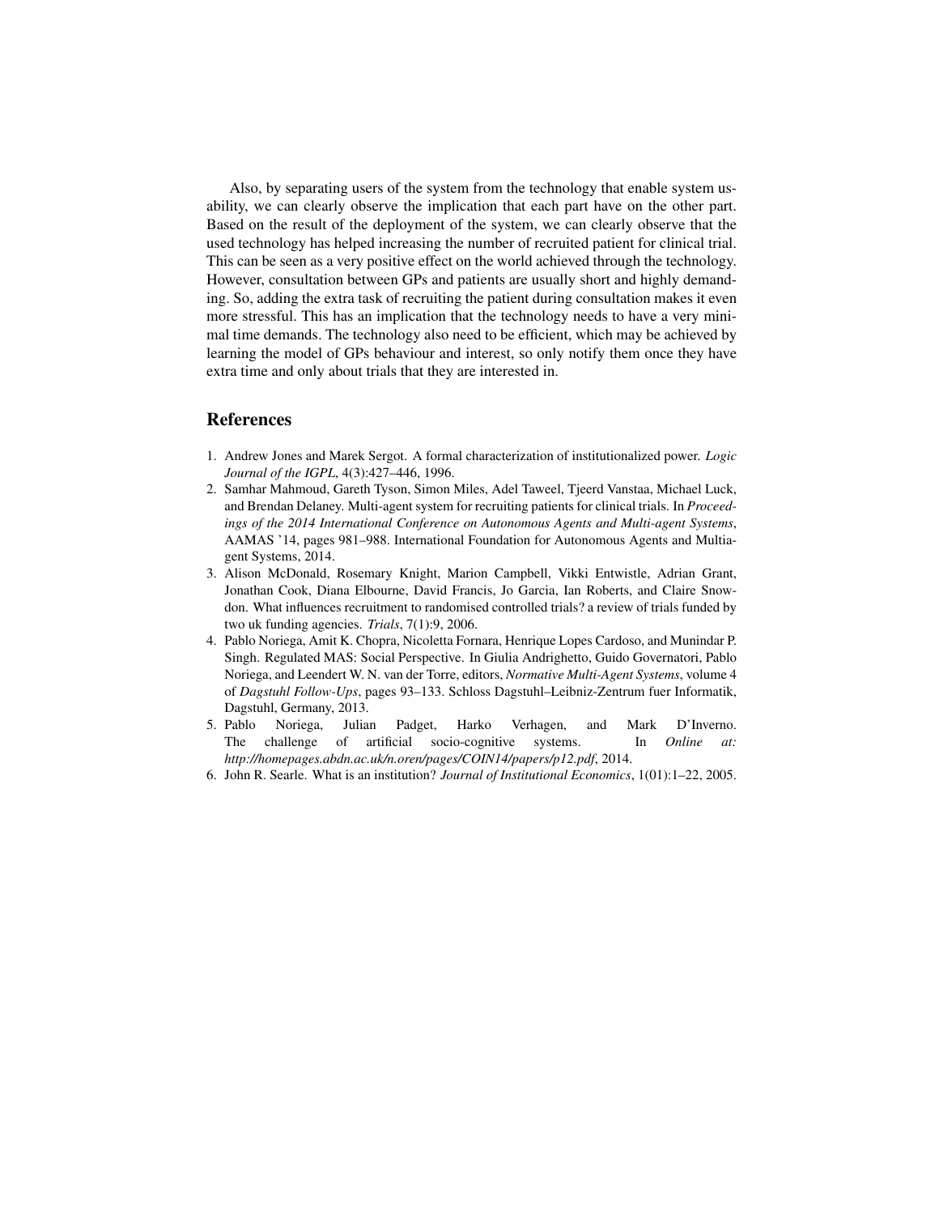Also, by separating users of the system from the technology that enable system usability, we can clearly observe the implication that each part have on the other part. Based on the result of the deployment of the system, we can clearly observe that the used technology has helped increasing the number of recruited patient for clinical trial. This can be seen as a very positive effect on the world achieved through the technology. However, consultation between GPs and patients are usually short and highly demanding. So, adding the extra task of recruiting the patient during consultation makes it even more stressful. This has an implication that the technology needs to have a very minimal time demands. The technology also need to be efficient, which may be achieved by learning the model of GPs behaviour and interest, so only notify them once they have extra time and only about trials that they are interested in.

## References

1. Andrew Jones and Marek Sergot. A formal characterization of institutionalized power. *Logic Journal of the IGPL*, 4(3):427–446, 1996.
2. Samhar Mahmoud, Gareth Tyson, Simon Miles, Adel Taweel, Tjeerd Vanstaa, Michael Luck, and Brendan Delaney. Multi-agent system for recruiting patients for clinical trials. In *Proceedings of the 2014 International Conference on Autonomous Agents and Multi-agent Systems*, AAMAS '14, pages 981–988. International Foundation for Autonomous Agents and Multiagent Systems, 2014.
3. Alison McDonald, Rosemary Knight, Marion Campbell, Vikki Entwistle, Adrian Grant, Jonathan Cook, Diana Elbourne, David Francis, Jo Garcia, Ian Roberts, and Claire Snowdon. What influences recruitment to randomised controlled trials? a review of trials funded by two uk funding agencies. *Trials*, 7(1):9, 2006.
4. Pablo Noriega, Amit K. Chopra, Nicoletta Fornara, Henrique Lopes Cardoso, and Munindar P. Singh. Regulated MAS: Social Perspective. In Giulia Andrighetto, Guido Governatori, Pablo Noriega, and Leendert W. N. van der Torre, editors, *Normative Multi-Agent Systems*, volume 4 of *Dagstuhl Follow-Ups*, pages 93–133. Schloss Dagstuhl–Leibniz-Zentrum fuer Informatik, Dagstuhl, Germany, 2013.
5. Pablo Noriega, Julian Padget, Harko Verhagen, and Mark D'Inverno. The challenge of artificial socio-cognitive systems. In *Online at: http://homepages.abdn.ac.uk/n.oren/pages/COIN14/papers/p12.pdf*, 2014.
6. John R. Searle. What is an institution? *Journal of Institutional Economics*, 1(01):1–22, 2005.